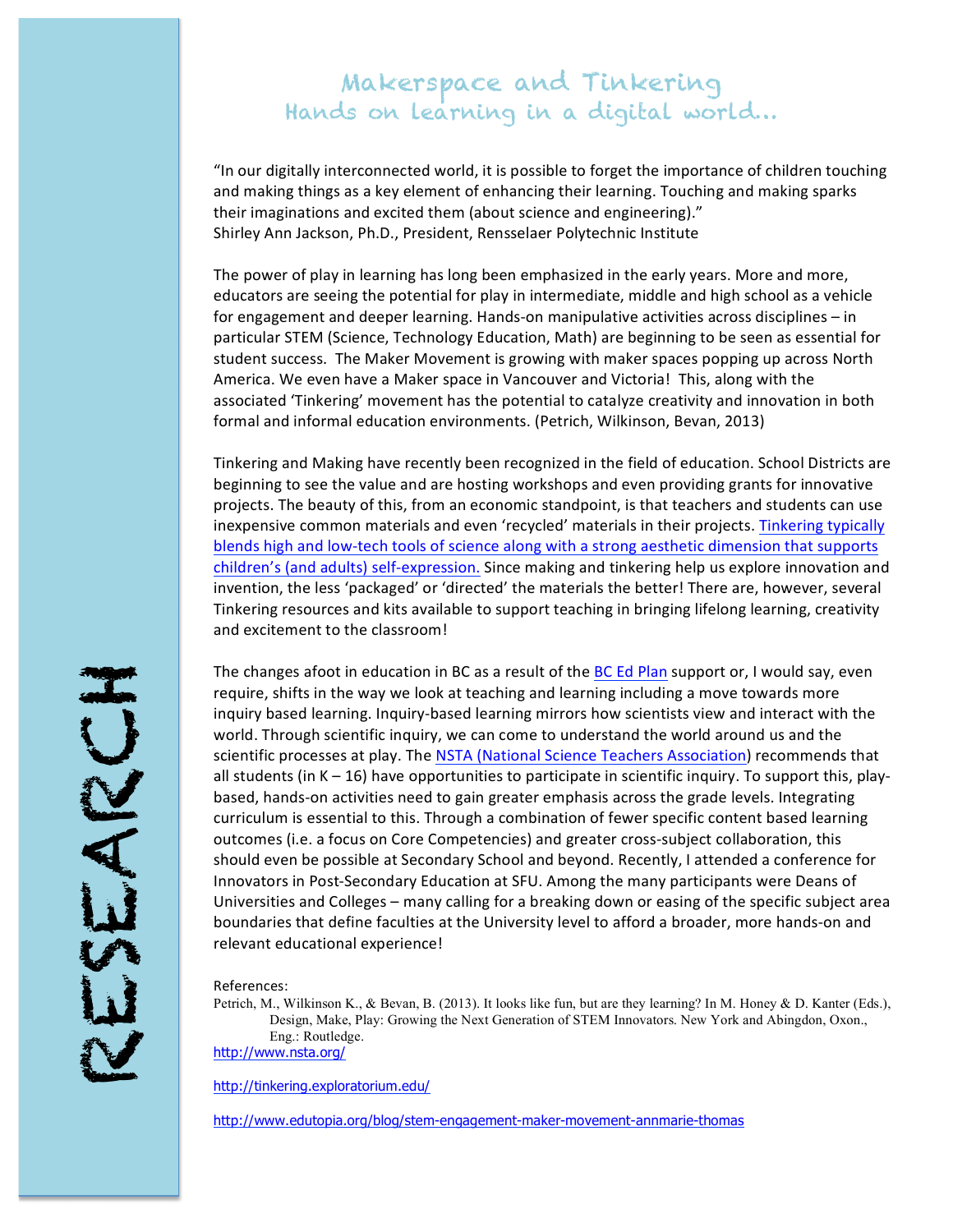# Makerspace and Tinkering
## Hands on learning in a digital world…

"In our digitally interconnected world, it is possible to forget the importance of children touching and making things as a key element of enhancing their learning. Touching and making sparks their imaginations and excited them (about science and engineering)."
Shirley Ann Jackson, Ph.D., President, Rensselaer Polytechnic Institute

The power of play in learning has long been emphasized in the early years. More and more, educators are seeing the potential for play in intermediate, middle and high school as a vehicle for engagement and deeper learning. Hands-on manipulative activities across disciplines – in particular STEM (Science, Technology Education, Math) are beginning to be seen as essential for student success. The Maker Movement is growing with maker spaces popping up across North America. We even have a Maker space in Vancouver and Victoria! This, along with the associated 'Tinkering' movement has the potential to catalyze creativity and innovation in both formal and informal education environments. (Petrich, Wilkinson, Bevan, 2013)

Tinkering and Making have recently been recognized in the field of education. School Districts are beginning to see the value and are hosting workshops and even providing grants for innovative projects. The beauty of this, from an economic standpoint, is that teachers and students can use inexpensive common materials and even 'recycled' materials in their projects. Tinkering typically blends high and low-tech tools of science along with a strong aesthetic dimension that supports children's (and adults) self-expression. Since making and tinkering help us explore innovation and invention, the less 'packaged' or 'directed' the materials the better! There are, however, several Tinkering resources and kits available to support teaching in bringing lifelong learning, creativity and excitement to the classroom!

The changes afoot in education in BC as a result of the BC Ed Plan support or, I would say, even require, shifts in the way we look at teaching and learning including a move towards more inquiry based learning. Inquiry-based learning mirrors how scientists view and interact with the world. Through scientific inquiry, we can come to understand the world around us and the scientific processes at play. The NSTA (National Science Teachers Association) recommends that all students (in K – 16) have opportunities to participate in scientific inquiry. To support this, play-based, hands-on activities need to gain greater emphasis across the grade levels. Integrating curriculum is essential to this. Through a combination of fewer specific content based learning outcomes (i.e. a focus on Core Competencies) and greater cross-subject collaboration, this should even be possible at Secondary School and beyond. Recently, I attended a conference for Innovators in Post-Secondary Education at SFU. Among the many participants were Deans of Universities and Colleges – many calling for a breaking down or easing of the specific subject area boundaries that define faculties at the University level to afford a broader, more hands-on and relevant educational experience!

References:

Petrich, M., Wilkinson K., & Bevan, B. (2013). It looks like fun, but are they learning? In M. Honey & D. Kanter (Eds.), Design, Make, Play: Growing the Next Generation of STEM Innovators. New York and Abingdon, Oxon., Eng.: Routledge.

http://www.nsta.org/

http://tinkering.exploratorium.edu/

http://www.edutopia.org/blog/stem-engagement-maker-movement-annmarie-thomas

RESEARCH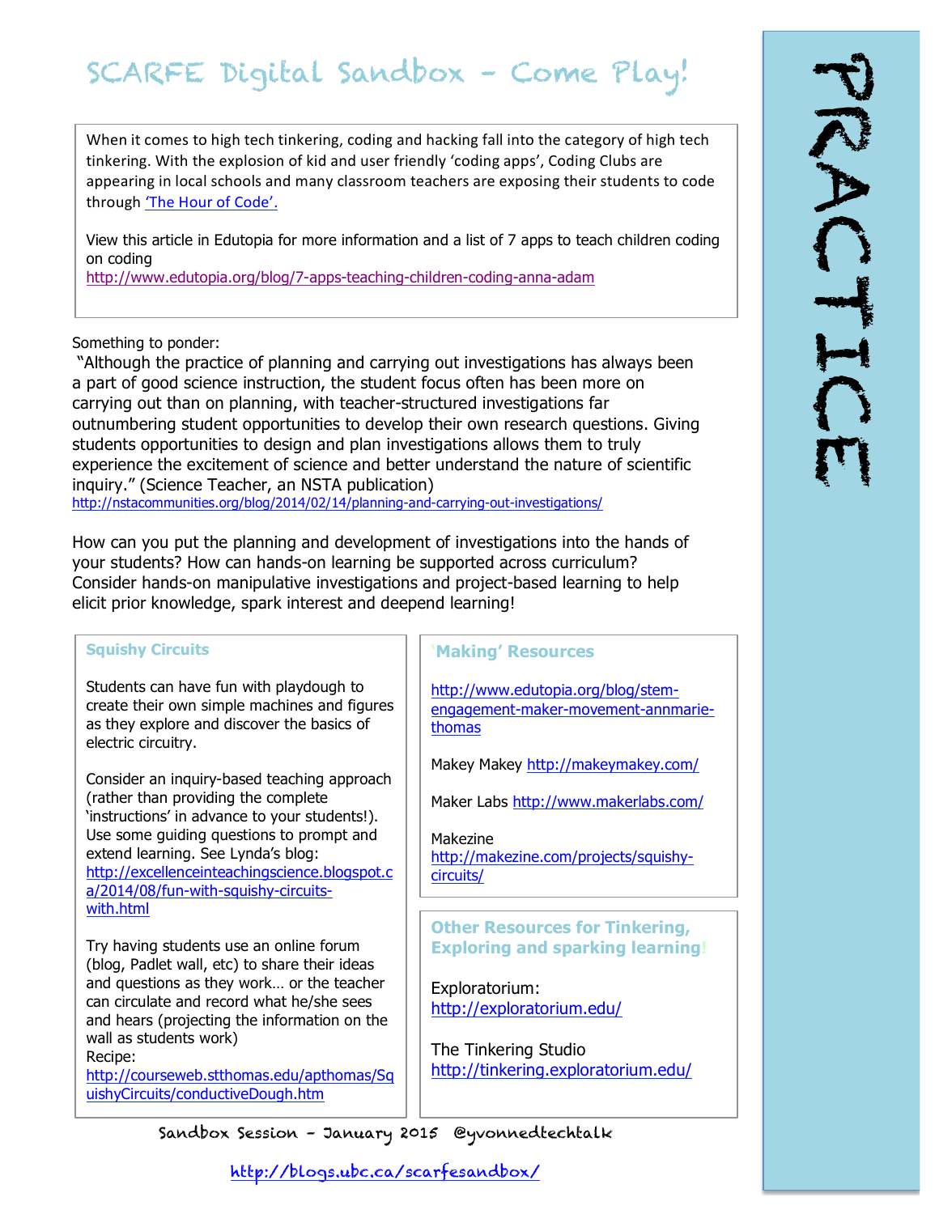# SCARFE Digital Sandbox – Come Play!

When it comes to high tech tinkering, coding and hacking fall into the category of high tech tinkering. With the explosion of kid and user friendly 'coding apps', Coding Clubs are appearing in local schools and many classroom teachers are exposing their students to code through 'The Hour of Code'.

View this article in Edutopia for more information and a list of 7 apps to teach children coding on coding
http://www.edutopia.org/blog/7-apps-teaching-children-coding-anna-adam

Something to ponder:
"Although the practice of planning and carrying out investigations has always been a part of good science instruction, the student focus often has been more on carrying out than on planning, with teacher-structured investigations far outnumbering student opportunities to develop their own research questions. Giving students opportunities to design and plan investigations allows them to truly experience the excitement of science and better understand the nature of scientific inquiry." (Science Teacher, an NSTA publication)
http://nstacommunities.org/blog/2014/02/14/planning-and-carrying-out-investigations/

How can you put the planning and development of investigations into the hands of your students? How can hands-on learning be supported across curriculum? Consider hands-on manipulative investigations and project-based learning to help elicit prior knowledge, spark interest and deepend learning!

### Squishy Circuits

Students can have fun with playdough to create their own simple machines and figures as they explore and discover the basics of electric circuitry.

Consider an inquiry-based teaching approach (rather than providing the complete 'instructions' in advance to your students!). Use some guiding questions to prompt and extend learning. See Lynda's blog: http://excellenceinteachingscience.blogspot.ca/2014/08/fun-with-squishy-circuits-with.html

Try having students use an online forum (blog, Padlet wall, etc) to share their ideas and questions as they work… or the teacher can circulate and record what he/she sees and hears (projecting the information on the wall as students work)
Recipe:
http://courseweb.stthomas.edu/apthomas/SquishyCircuits/conductiveDough.htm

### 'Making' Resources

http://www.edutopia.org/blog/stem-engagement-maker-movement-annmarie-thomas

Makey Makey http://makeymakey.com/

Maker Labs http://www.makerlabs.com/

Makezine
http://makezine.com/projects/squishy-circuits/

### Other Resources for Tinkering, Exploring and sparking learning!

Exploratorium:
http://exploratorium.edu/

The Tinkering Studio
http://tinkering.exploratorium.edu/

PRACTICE

Sandbox Session – January 2015 @yvonnedtechtalk

http://blogs.ubc.ca/scarfesandbox/